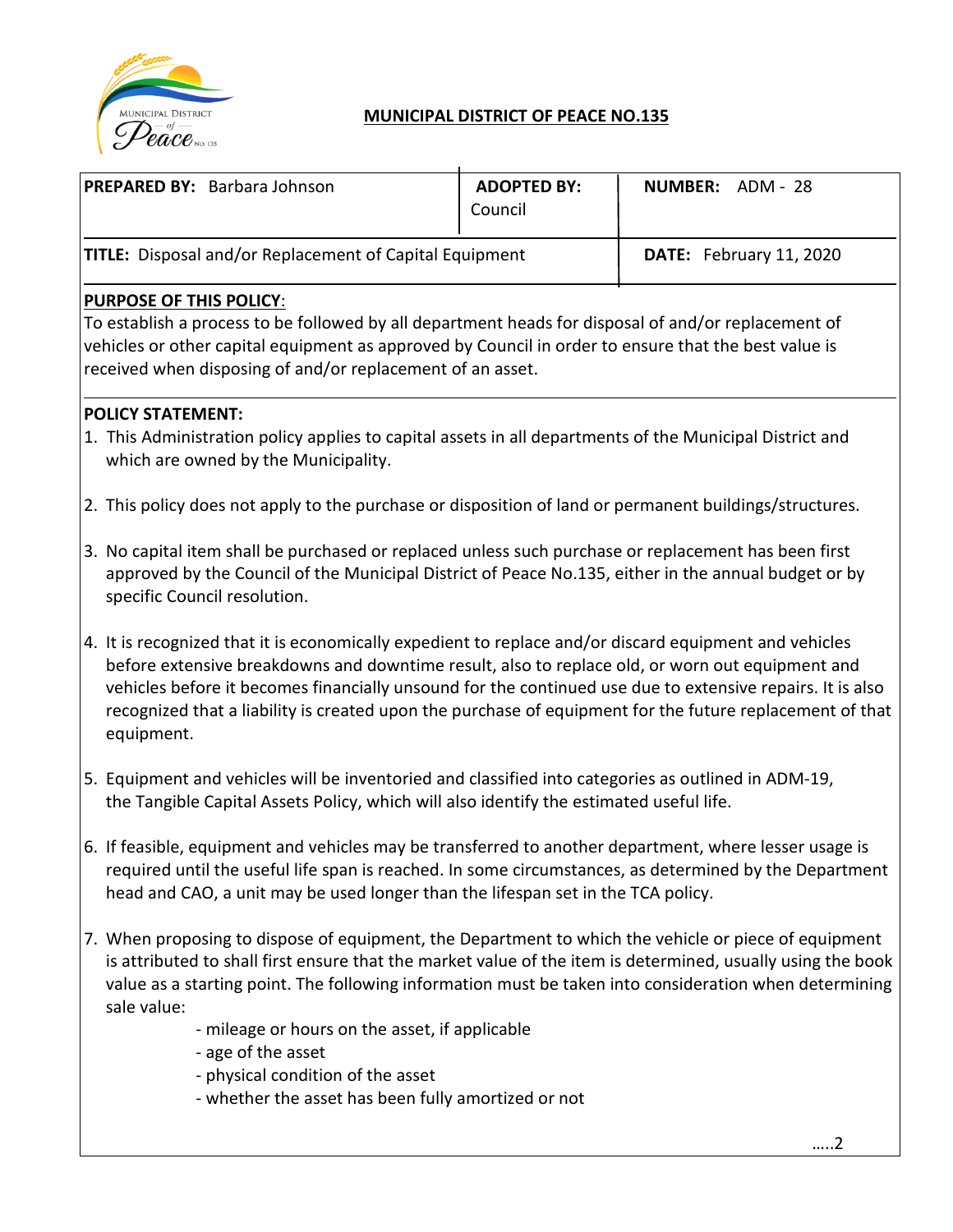**MUNICIPAL DISTRICT OF PEACE NO.135**

| **PREPARED BY:** Barbara Johnson | **ADOPTED BY:** Council | **NUMBER:** ADM - 28 |
|---|---|---|
| **TITLE:** Disposal and/or Replacement of Capital Equipment | | **DATE:** February 11, 2020 |

**PURPOSE OF THIS POLICY**:

To establish a process to be followed by all department heads for disposal of and/or replacement of vehicles or other capital equipment as approved by Council in order to ensure that the best value is received when disposing of and/or replacement of an asset.

**POLICY STATEMENT:**

1. This Administration policy applies to capital assets in all departments of the Municipal District and which are owned by the Municipality.

2. This policy does not apply to the purchase or disposition of land or permanent buildings/structures.

3. No capital item shall be purchased or replaced unless such purchase or replacement has been first approved by the Council of the Municipal District of Peace No.135, either in the annual budget or by specific Council resolution.

4. It is recognized that it is economically expedient to replace and/or discard equipment and vehicles before extensive breakdowns and downtime result, also to replace old, or worn out equipment and vehicles before it becomes financially unsound for the continued use due to extensive repairs. It is also recognized that a liability is created upon the purchase of equipment for the future replacement of that equipment.

5. Equipment and vehicles will be inventoried and classified into categories as outlined in ADM-19, the Tangible Capital Assets Policy, which will also identify the estimated useful life.

6. If feasible, equipment and vehicles may be transferred to another department, where lesser usage is required until the useful life span is reached. In some circumstances, as determined by the Department head and CAO, a unit may be used longer than the lifespan set in the TCA policy.

7. When proposing to dispose of equipment, the Department to which the vehicle or piece of equipment is attributed to shall first ensure that the market value of the item is determined, usually using the book value as a starting point. The following information must be taken into consideration when determining sale value:
   - mileage or hours on the asset, if applicable
   - age of the asset
   - physical condition of the asset
   - whether the asset has been fully amortized or not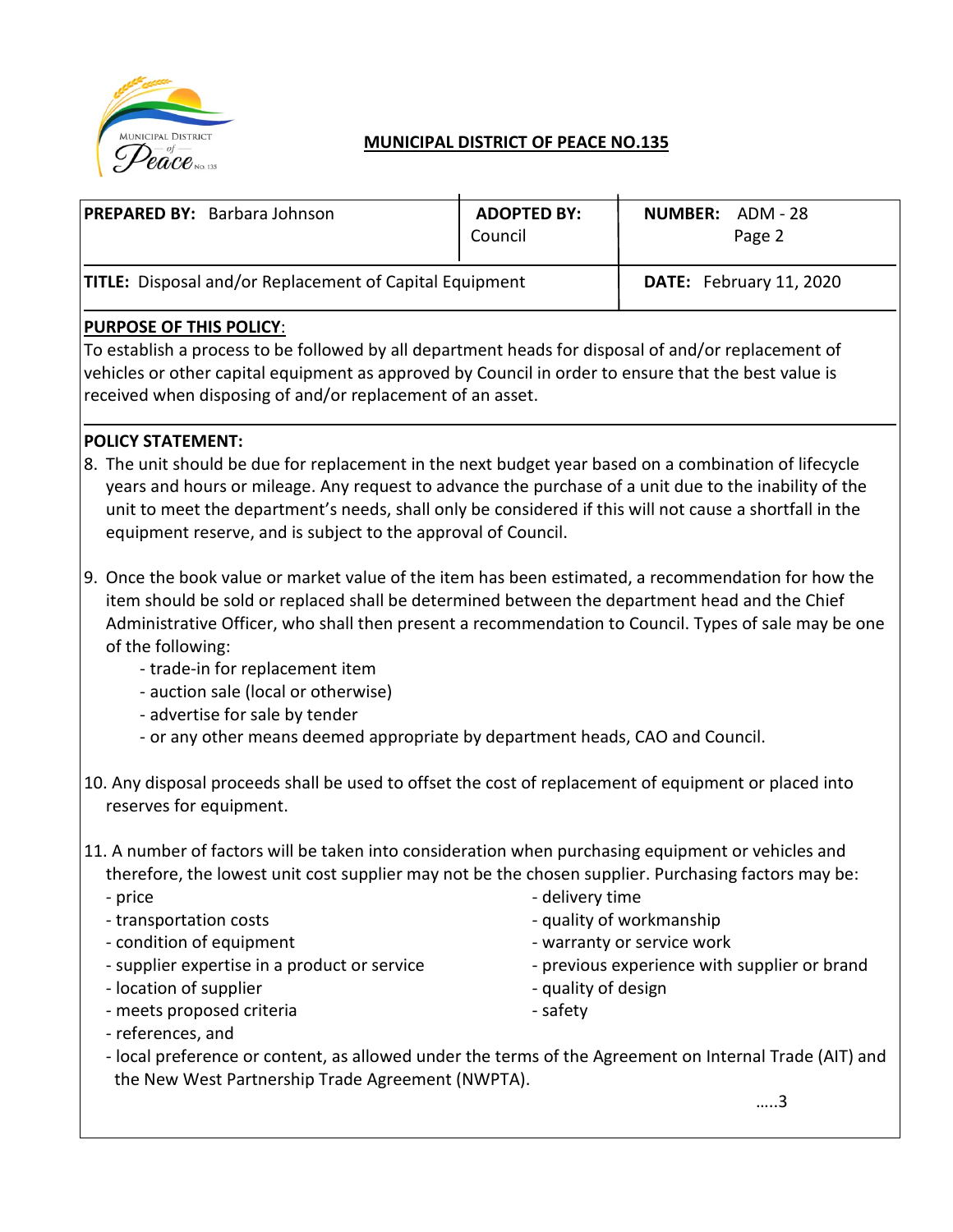## MUNICIPAL DISTRICT OF PEACE NO.135

| **PREPARED BY:** Barbara Johnson | **ADOPTED BY:** Council | **NUMBER:** ADM - 28 Page 2 |
|---|---|---|
| **TITLE:** Disposal and/or Replacement of Capital Equipment | | **DATE:** February 11, 2020 |

**PURPOSE OF THIS POLICY**:

To establish a process to be followed by all department heads for disposal of and/or replacement of vehicles or other capital equipment as approved by Council in order to ensure that the best value is received when disposing of and/or replacement of an asset.

**POLICY STATEMENT:**

8. The unit should be due for replacement in the next budget year based on a combination of lifecycle years and hours or mileage. Any request to advance the purchase of a unit due to the inability of the unit to meet the department's needs, shall only be considered if this will not cause a shortfall in the equipment reserve, and is subject to the approval of Council.

9. Once the book value or market value of the item has been estimated, a recommendation for how the item should be sold or replaced shall be determined between the department head and the Chief Administrative Officer, who shall then present a recommendation to Council. Types of sale may be one of the following:
   - trade-in for replacement item
   - auction sale (local or otherwise)
   - advertise for sale by tender
   - or any other means deemed appropriate by department heads, CAO and Council.

10. Any disposal proceeds shall be used to offset the cost of replacement of equipment or placed into reserves for equipment.

11. A number of factors will be taken into consideration when purchasing equipment or vehicles and therefore, the lowest unit cost supplier may not be the chosen supplier. Purchasing factors may be:
   - price
   - transportation costs
   - condition of equipment
   - supplier expertise in a product or service
   - location of supplier
   - meets proposed criteria
   - delivery time
   - quality of workmanship
   - warranty or service work
   - previous experience with supplier or brand
   - quality of design
   - safety
   - references, and
   - local preference or content, as allowed under the terms of the Agreement on Internal Trade (AIT) and the New West Partnership Trade Agreement (NWPTA).

.....3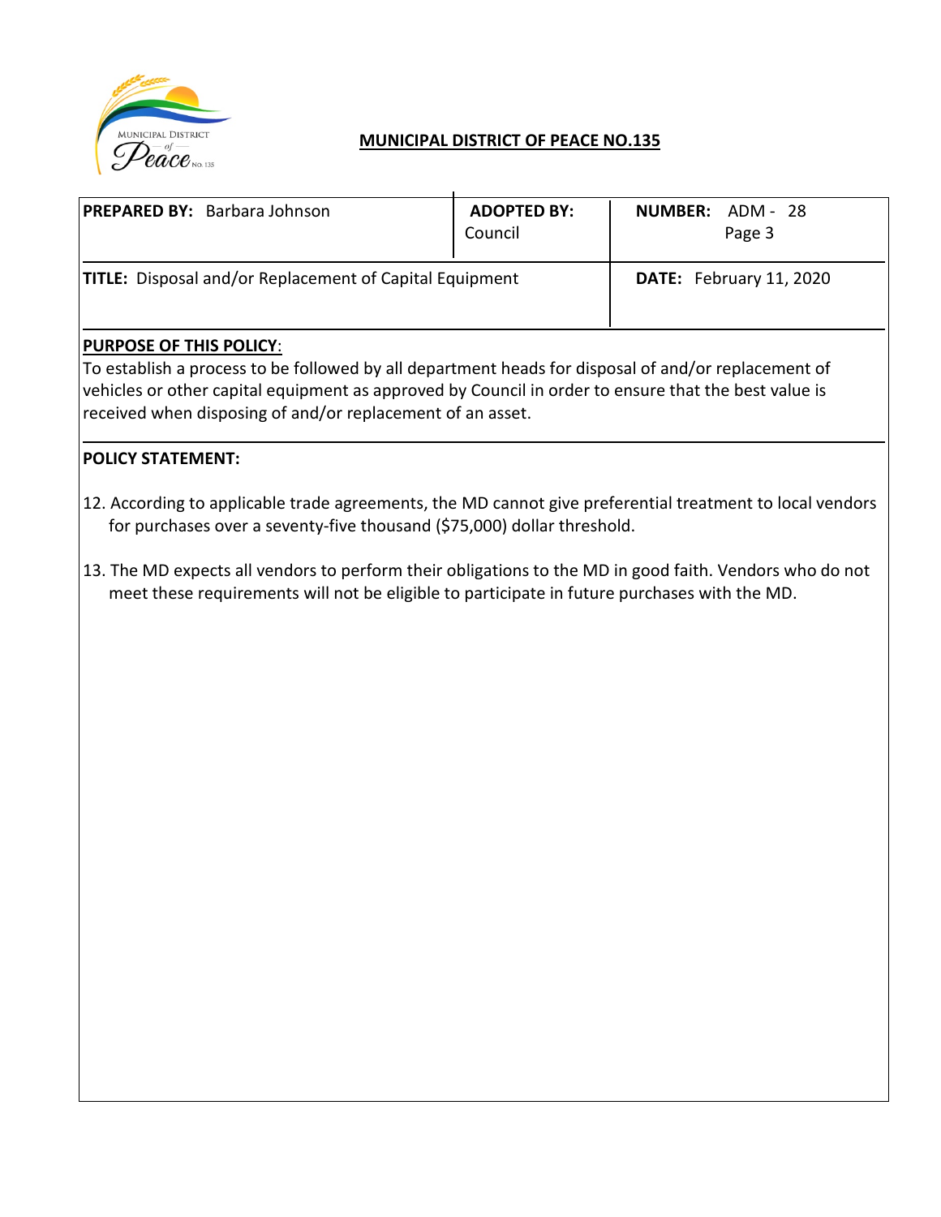**MUNICIPAL DISTRICT OF PEACE NO.135**

| | | |
|---|---|---|
| **PREPARED BY:** Barbara Johnson | **ADOPTED BY:** Council | **NUMBER:** ADM - 28 Page 3 |
| **TITLE:** Disposal and/or Replacement of Capital Equipment | | **DATE:** February 11, 2020 |

**PURPOSE OF THIS POLICY**:

To establish a process to be followed by all department heads for disposal of and/or replacement of vehicles or other capital equipment as approved by Council in order to ensure that the best value is received when disposing of and/or replacement of an asset.

**POLICY STATEMENT:**

12. According to applicable trade agreements, the MD cannot give preferential treatment to local vendors for purchases over a seventy-five thousand ($75,000) dollar threshold.

13. The MD expects all vendors to perform their obligations to the MD in good faith. Vendors who do not meet these requirements will not be eligible to participate in future purchases with the MD.